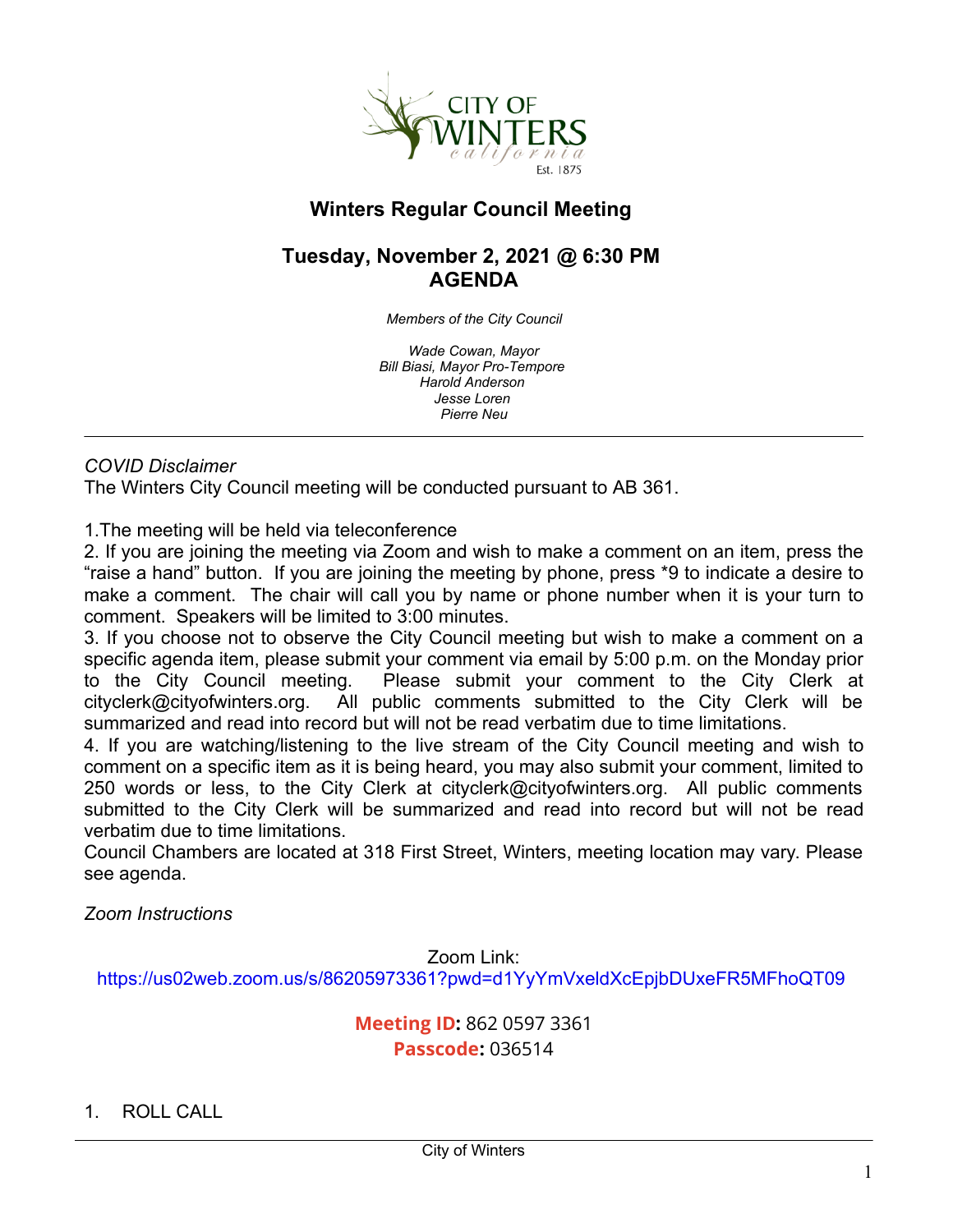# Winters Regular Council Meeting

## Tuesday, November 2, 2021 @ 6:30 PM
## AGENDA

*Members of the City Council*

*Wade Cowan, Mayor*
*Bill Biasi, Mayor Pro-Tempore*
*Harold Anderson*
*Jesse Loren*
*Pierre Neu*

---

*COVID Disclaimer*

The Winters City Council meeting will be conducted pursuant to AB 361.

1. The meeting will be held via teleconference
2. If you are joining the meeting via Zoom and wish to make a comment on an item, press the "raise a hand" button. If you are joining the meeting by phone, press *9 to indicate a desire to make a comment. The chair will call you by name or phone number when it is your turn to comment. Speakers will be limited to 3:00 minutes.
3. If you choose not to observe the City Council meeting but wish to make a comment on a specific agenda item, please submit your comment via email by 5:00 p.m. on the Monday prior to the City Council meeting. Please submit your comment to the City Clerk at cityclerk@cityofwinters.org. All public comments submitted to the City Clerk will be summarized and read into record but will not be read verbatim due to time limitations.
4. If you are watching/listening to the live stream of the City Council meeting and wish to comment on a specific item as it is being heard, you may also submit your comment, limited to 250 words or less, to the City Clerk at cityclerk@cityofwinters.org. All public comments submitted to the City Clerk will be summarized and read into record but will not be read verbatim due to time limitations.

Council Chambers are located at 318 First Street, Winters, meeting location may vary. Please see agenda.

*Zoom Instructions*

Zoom Link:
https://us02web.zoom.us/s/86205973361?pwd=d1YyYmVxeldXcEpjbDUxeFR5MFhoQT09

**Meeting ID:** 862 0597 3361
**Passcode:** 036514

1. ROLL CALL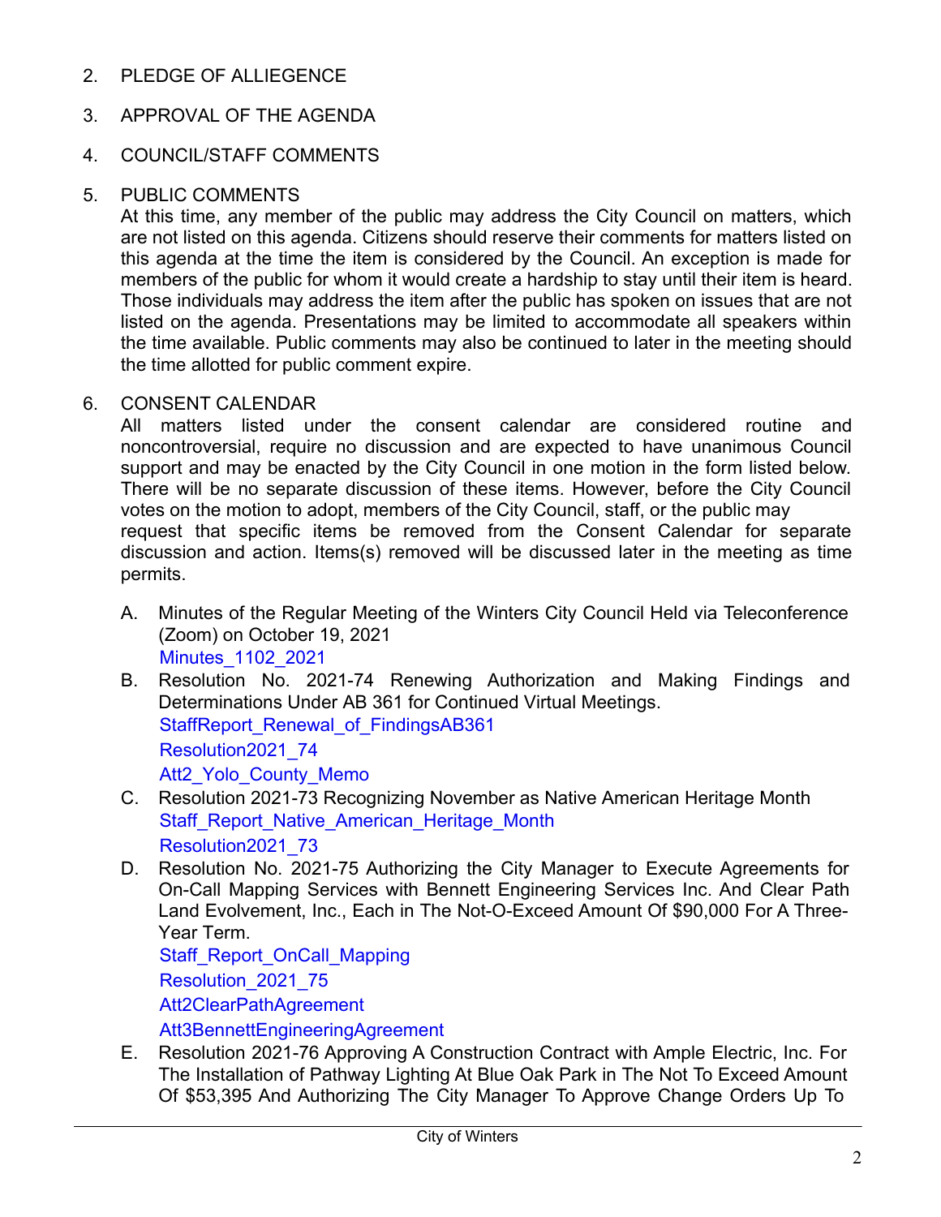2. PLEDGE OF ALLIEGENCE

3. APPROVAL OF THE AGENDA

4. COUNCIL/STAFF COMMENTS

5. PUBLIC COMMENTS

   At this time, any member of the public may address the City Council on matters, which are not listed on this agenda. Citizens should reserve their comments for matters listed on this agenda at the time the item is considered by the Council. An exception is made for members of the public for whom it would create a hardship to stay until their item is heard. Those individuals may address the item after the public has spoken on issues that are not listed on the agenda. Presentations may be limited to accommodate all speakers within the time available. Public comments may also be continued to later in the meeting should the time allotted for public comment expire.

6. CONSENT CALENDAR

   All matters listed under the consent calendar are considered routine and noncontroversial, require no discussion and are expected to have unanimous Council support and may be enacted by the City Council in one motion in the form listed below. There will be no separate discussion of these items. However, before the City Council votes on the motion to adopt, members of the City Council, staff, or the public may request that specific items be removed from the Consent Calendar for separate discussion and action. Items(s) removed will be discussed later in the meeting as time permits.

   A. Minutes of the Regular Meeting of the Winters City Council Held via Teleconference (Zoom) on October 19, 2021
      Minutes_1102_2021

   B. Resolution No. 2021-74 Renewing Authorization and Making Findings and Determinations Under AB 361 for Continued Virtual Meetings.
      StaffReport_Renewal_of_FindingsAB361
      Resolution2021_74
      Att2_Yolo_County_Memo

   C. Resolution 2021-73 Recognizing November as Native American Heritage Month
      Staff_Report_Native_American_Heritage_Month
      Resolution2021_73

   D. Resolution No. 2021-75 Authorizing the City Manager to Execute Agreements for On-Call Mapping Services with Bennett Engineering Services Inc. And Clear Path Land Evolvement, Inc., Each in The Not-O-Exceed Amount Of $90,000 For A Three-Year Term.
      Staff_Report_OnCall_Mapping
      Resolution_2021_75
      Att2ClearPathAgreement
      Att3BennettEngineeringAgreement

   E. Resolution 2021-76 Approving A Construction Contract with Ample Electric, Inc. For The Installation of Pathway Lighting At Blue Oak Park in The Not To Exceed Amount Of $53,395 And Authorizing The City Manager To Approve Change Orders Up To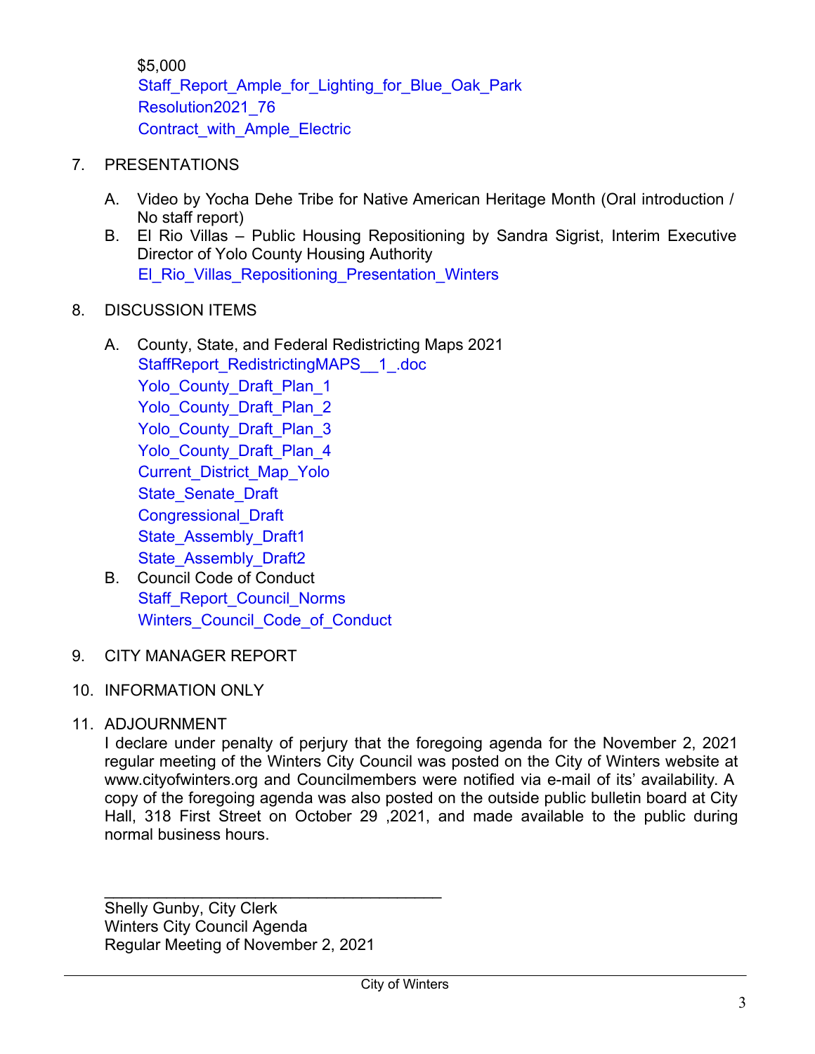$5,000
Staff_Report_Ample_for_Lighting_for_Blue_Oak_Park
Resolution2021_76
Contract_with_Ample_Electric

7. PRESENTATIONS

   A. Video by Yocha Dehe Tribe for Native American Heritage Month (Oral introduction / No staff report)
   B. El Rio Villas – Public Housing Repositioning by Sandra Sigrist, Interim Executive Director of Yolo County Housing Authority
      El_Rio_Villas_Repositioning_Presentation_Winters

8. DISCUSSION ITEMS

   A. County, State, and Federal Redistricting Maps 2021
      StaffReport_RedistrictingMAPS__1_.doc
      Yolo_County_Draft_Plan_1
      Yolo_County_Draft_Plan_2
      Yolo_County_Draft_Plan_3
      Yolo_County_Draft_Plan_4
      Current_District_Map_Yolo
      State_Senate_Draft
      Congressional_Draft
      State_Assembly_Draft1
      State_Assembly_Draft2
   B. Council Code of Conduct
      Staff_Report_Council_Norms
      Winters_Council_Code_of_Conduct

9. CITY MANAGER REPORT

10. INFORMATION ONLY

11. ADJOURNMENT
    I declare under penalty of perjury that the foregoing agenda for the November 2, 2021 regular meeting of the Winters City Council was posted on the City of Winters website at www.cityofwinters.org and Councilmembers were notified via e-mail of its' availability. A copy of the foregoing agenda was also posted on the outside public bulletin board at City Hall, 318 First Street on October 29 ,2021, and made available to the public during normal business hours.

_______________________________________
Shelly Gunby, City Clerk
Winters City Council Agenda
Regular Meeting of November 2, 2021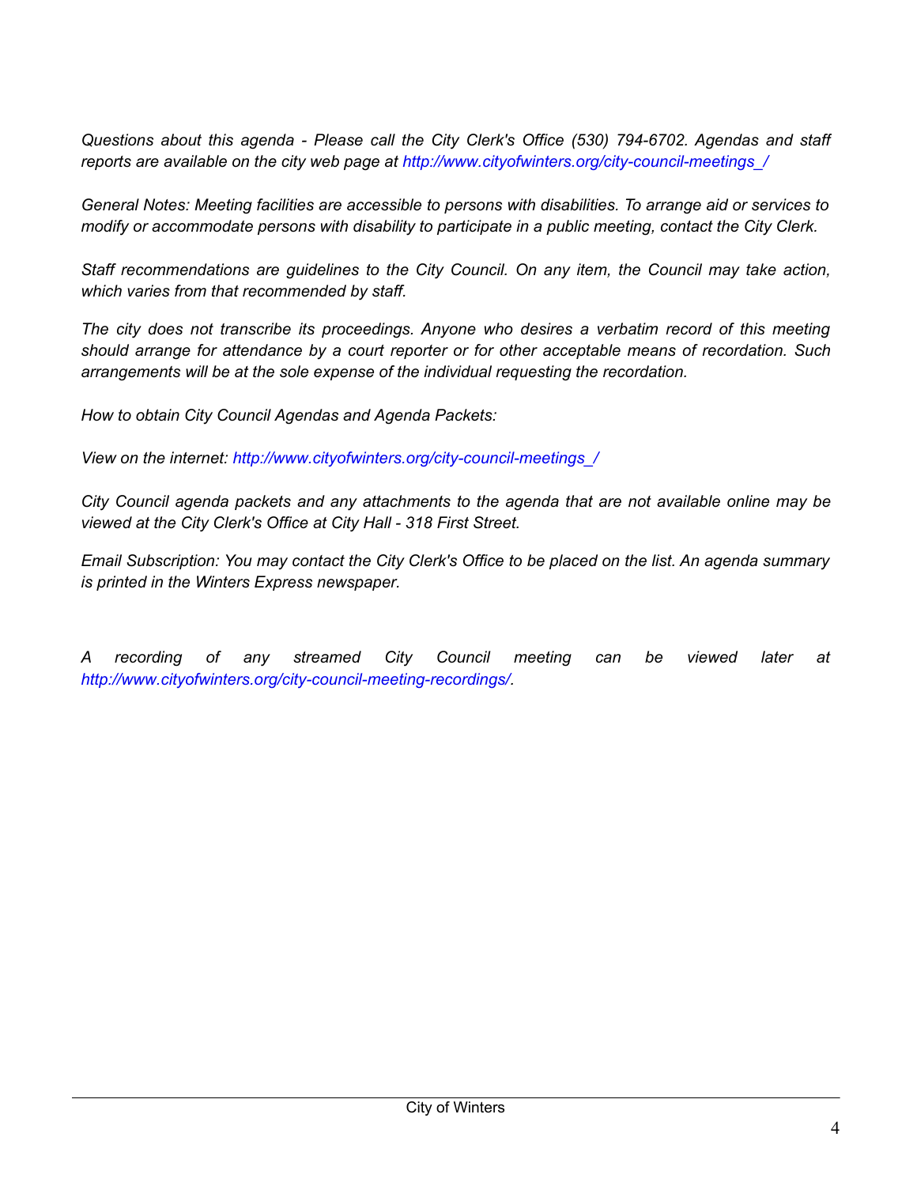*Questions about this agenda - Please call the City Clerk's Office (530) 794-6702. Agendas and staff reports are available on the city web page at http://www.cityofwinters.org/city-council-meetings_/*

*General Notes: Meeting facilities are accessible to persons with disabilities. To arrange aid or services to modify or accommodate persons with disability to participate in a public meeting, contact the City Clerk.*

*Staff recommendations are guidelines to the City Council. On any item, the Council may take action, which varies from that recommended by staff.*

*The city does not transcribe its proceedings. Anyone who desires a verbatim record of this meeting should arrange for attendance by a court reporter or for other acceptable means of recordation. Such arrangements will be at the sole expense of the individual requesting the recordation.*

*How to obtain City Council Agendas and Agenda Packets:*

*View on the internet: http://www.cityofwinters.org/city-council-meetings_/*

*City Council agenda packets and any attachments to the agenda that are not available online may be viewed at the City Clerk's Office at City Hall - 318 First Street.*

*Email Subscription: You may contact the City Clerk's Office to be placed on the list. An agenda summary is printed in the Winters Express newspaper.*

*A recording of any streamed City Council meeting can be viewed later at http://www.cityofwinters.org/city-council-meeting-recordings/.*